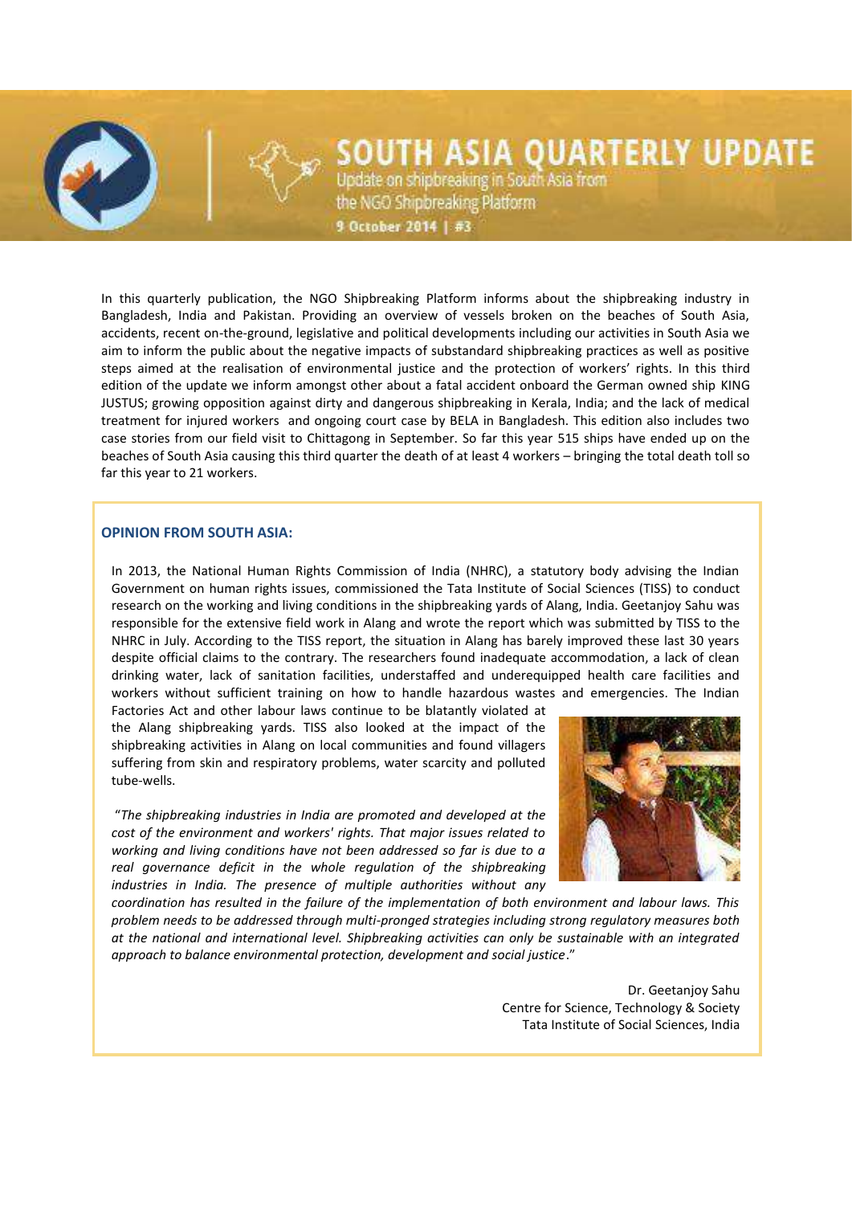# SOUTH ASIA QUARTERLY UPDATE

Update on shipbreaking in South Asia from the NGO Shipbreaking Platform

9 October 2014 | #3

In this quarterly publication, the NGO Shipbreaking Platform informs about the shipbreaking industry in Bangladesh, India and Pakistan. Providing an overview of vessels broken on the beaches of South Asia, accidents, recent on-the-ground, legislative and political developments including our activities in South Asia we aim to inform the public about the negative impacts of substandard shipbreaking practices as well as positive steps aimed at the realisation of environmental justice and the protection of workers' rights. In this third edition of the update we inform amongst other about a fatal accident onboard the German owned ship KING JUSTUS; growing opposition against dirty and dangerous shipbreaking in Kerala, India; and the lack of medical treatment for injured workers and ongoing court case by BELA in Bangladesh. This edition also includes two case stories from our field visit to Chittagong in September. So far this year 515 ships have ended up on the beaches of South Asia causing this third quarter the death of at least 4 workers – bringing the total death toll so far this year to 21 workers.

## OPINION FROM SOUTH ASIA:

In 2013, the National Human Rights Commission of India (NHRC), a statutory body advising the Indian Government on human rights issues, commissioned the Tata Institute of Social Sciences (TISS) to conduct research on the working and living conditions in the shipbreaking yards of Alang, India. Geetanjoy Sahu was responsible for the extensive field work in Alang and wrote the report which was submitted by TISS to the NHRC in July. According to the TISS report, the situation in Alang has barely improved these last 30 years despite official claims to the contrary. The researchers found inadequate accommodation, a lack of clean drinking water, lack of sanitation facilities, understaffed and underequipped health care facilities and workers without sufficient training on how to handle hazardous wastes and emergencies. The Indian Factories Act and other labour laws continue to be blatantly violated at the Alang shipbreaking yards. TISS also looked at the impact of the shipbreaking activities in Alang on local communities and found villagers suffering from skin and respiratory problems, water scarcity and polluted tube-wells.

"*The shipbreaking industries in India are promoted and developed at the cost of the environment and workers' rights. That major issues related to working and living conditions have not been addressed so far is due to a real governance deficit in the whole regulation of the shipbreaking industries in India. The presence of multiple authorities without any coordination has resulted in the failure of the implementation of both environment and labour laws. This problem needs to be addressed through multi-pronged strategies including strong regulatory measures both at the national and international level. Shipbreaking activities can only be sustainable with an integrated approach to balance environmental protection, development and social justice*."

Dr. Geetanjoy Sahu
Centre for Science, Technology & Society
Tata Institute of Social Sciences, India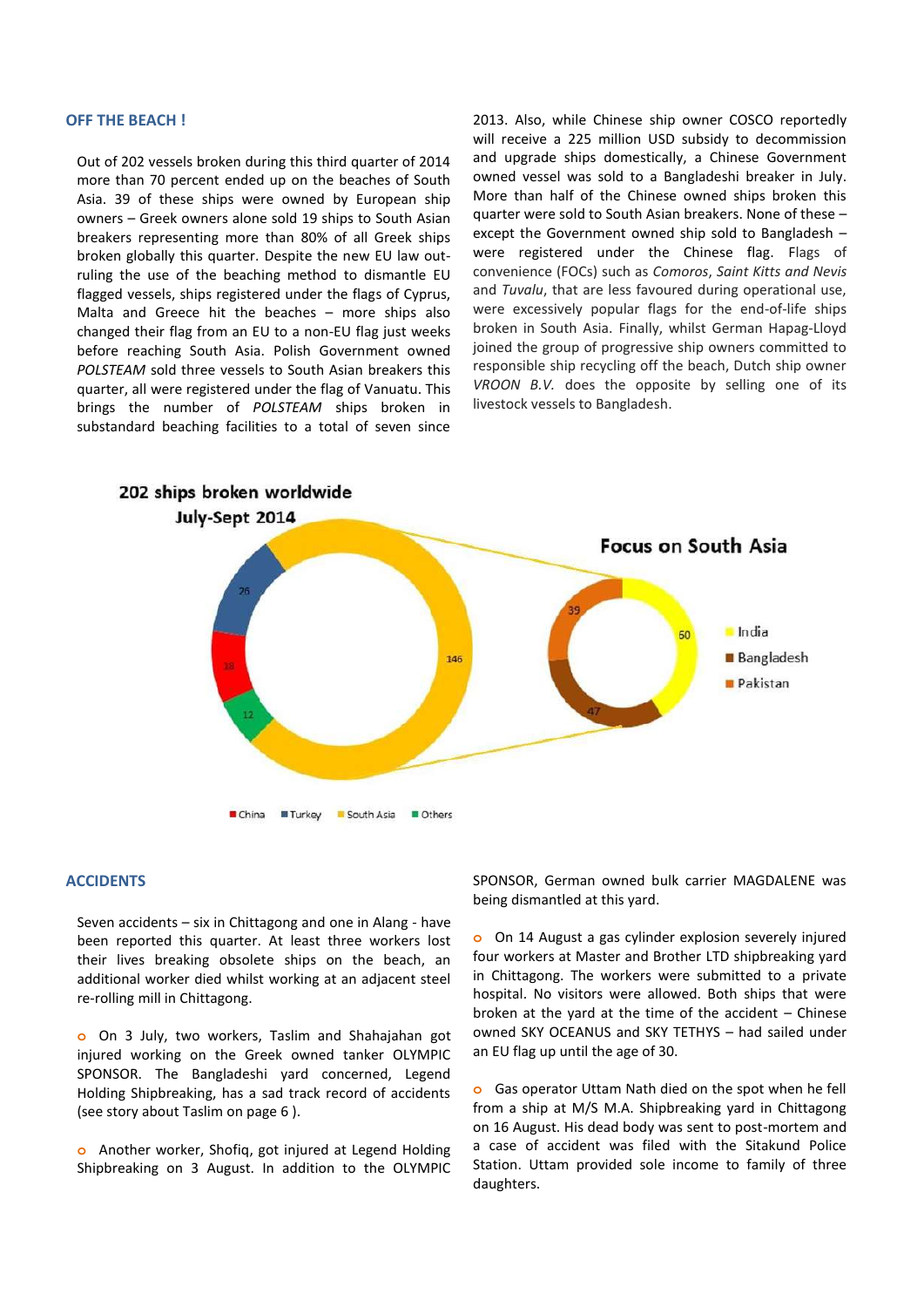## OFF THE BEACH !

Out of 202 vessels broken during this third quarter of 2014 more than 70 percent ended up on the beaches of South Asia. 39 of these ships were owned by European ship owners – Greek owners alone sold 19 ships to South Asian breakers representing more than 80% of all Greek ships broken globally this quarter. Despite the new EU law out-ruling the use of the beaching method to dismantle EU flagged vessels, ships registered under the flags of Cyprus, Malta and Greece hit the beaches – more ships also changed their flag from an EU to a non-EU flag just weeks before reaching South Asia. Polish Government owned *POLSTEAM* sold three vessels to South Asian breakers this quarter, all were registered under the flag of Vanuatu. This brings the number of *POLSTEAM* ships broken in substandard beaching facilities to a total of seven since 2013. Also, while Chinese ship owner COSCO reportedly will receive a 225 million USD subsidy to decommission and upgrade ships domestically, a Chinese Government owned vessel was sold to a Bangladeshi breaker in July. More than half of the Chinese owned ships broken this quarter were sold to South Asian breakers. None of these – except the Government owned ship sold to Bangladesh – were registered under the Chinese flag. Flags of convenience (FOCs) such as *Comoros*, *Saint Kitts and Nevis* and *Tuvalu*, that are less favoured during operational use, were excessively popular flags for the end-of-life ships broken in South Asia. Finally, whilst German Hapag-Lloyd joined the group of progressive ship owners committed to responsible ship recycling off the beach, Dutch ship owner *VROON B.V.* does the opposite by selling one of its livestock vessels to Bangladesh.

**202 ships broken worldwide July-Sept 2014**

| Region | Ships |
|---|---|
| South Asia | 146 |
| Turkey | 26 |
| China | 18 |
| Others | 12 |

**Focus on South Asia**

| Country | Ships |
|---|---|
| India | 60 |
| Bangladesh | 47 |
| Pakistan | 39 |

## ACCIDENTS

Seven accidents – six in Chittagong and one in Alang - have been reported this quarter. At least three workers lost their lives breaking obsolete ships on the beach, an additional worker died whilst working at an adjacent steel re-rolling mill in Chittagong.

- On 3 July, two workers, Taslim and Shahajahan got injured working on the Greek owned tanker OLYMPIC SPONSOR. The Bangladeshi yard concerned, Legend Holding Shipbreaking, has a sad track record of accidents (see story about Taslim on page 6 ).

- Another worker, Shofiq, got injured at Legend Holding Shipbreaking on 3 August. In addition to the OLYMPIC SPONSOR, German owned bulk carrier MAGDALENE was being dismantled at this yard.

- On 14 August a gas cylinder explosion severely injured four workers at Master and Brother LTD shipbreaking yard in Chittagong. The workers were submitted to a private hospital. No visitors were allowed. Both ships that were broken at the yard at the time of the accident – Chinese owned SKY OCEANUS and SKY TETHYS – had sailed under an EU flag up until the age of 30.

- Gas operator Uttam Nath died on the spot when he fell from a ship at M/S M.A. Shipbreaking yard in Chittagong on 16 August. His dead body was sent to post-mortem and a case of accident was filed with the Sitakund Police Station. Uttam provided sole income to family of three daughters.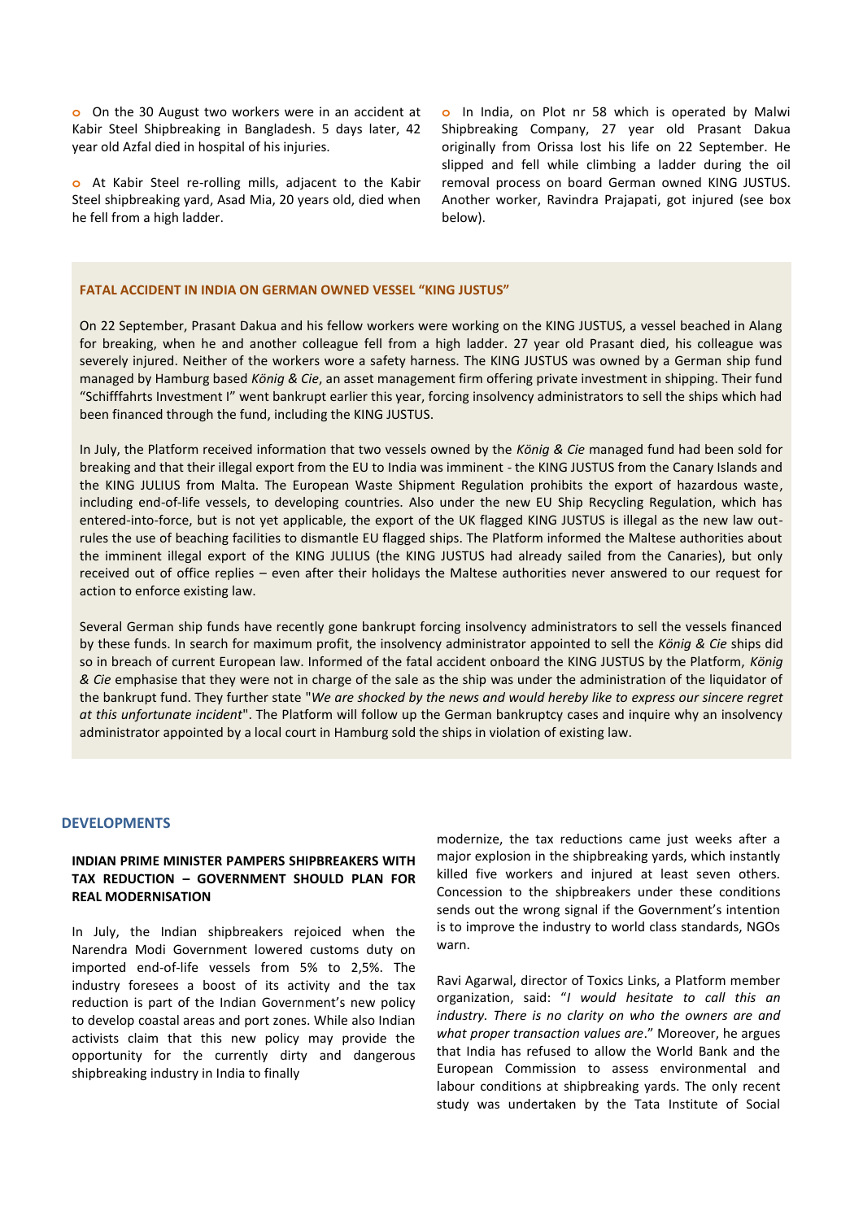- On the 30 August two workers were in an accident at Kabir Steel Shipbreaking in Bangladesh. 5 days later, 42 year old Azfal died in hospital of his injuries.

- At Kabir Steel re-rolling mills, adjacent to the Kabir Steel shipbreaking yard, Asad Mia, 20 years old, died when he fell from a high ladder.

- In India, on Plot nr 58 which is operated by Malwi Shipbreaking Company, 27 year old Prasant Dakua originally from Orissa lost his life on 22 September. He slipped and fell while climbing a ladder during the oil removal process on board German owned KING JUSTUS. Another worker, Ravindra Prajapati, got injured (see box below).

**FATAL ACCIDENT IN INDIA ON GERMAN OWNED VESSEL "KING JUSTUS"**

On 22 September, Prasant Dakua and his fellow workers were working on the KING JUSTUS, a vessel beached in Alang for breaking, when he and another colleague fell from a high ladder. 27 year old Prasant died, his colleague was severely injured. Neither of the workers wore a safety harness. The KING JUSTUS was owned by a German ship fund managed by Hamburg based *König & Cie*, an asset management firm offering private investment in shipping. Their fund "Schifffahrts Investment I" went bankrupt earlier this year, forcing insolvency administrators to sell the ships which had been financed through the fund, including the KING JUSTUS.

In July, the Platform received information that two vessels owned by the *König & Cie* managed fund had been sold for breaking and that their illegal export from the EU to India was imminent - the KING JUSTUS from the Canary Islands and the KING JULIUS from Malta. The European Waste Shipment Regulation prohibits the export of hazardous waste, including end-of-life vessels, to developing countries. Also under the new EU Ship Recycling Regulation, which has entered-into-force, but is not yet applicable, the export of the UK flagged KING JUSTUS is illegal as the new law out-rules the use of beaching facilities to dismantle EU flagged ships. The Platform informed the Maltese authorities about the imminent illegal export of the KING JULIUS (the KING JUSTUS had already sailed from the Canaries), but only received out of office replies – even after their holidays the Maltese authorities never answered to our request for action to enforce existing law.

Several German ship funds have recently gone bankrupt forcing insolvency administrators to sell the vessels financed by these funds. In search for maximum profit, the insolvency administrator appointed to sell the *König & Cie* ships did so in breach of current European law. Informed of the fatal accident onboard the KING JUSTUS by the Platform, *König & Cie* emphasise that they were not in charge of the sale as the ship was under the administration of the liquidator of the bankrupt fund. They further state "*We are shocked by the news and would hereby like to express our sincere regret at this unfortunate incident*". The Platform will follow up the German bankruptcy cases and inquire why an insolvency administrator appointed by a local court in Hamburg sold the ships in violation of existing law.

## DEVELOPMENTS

### INDIAN PRIME MINISTER PAMPERS SHIPBREAKERS WITH TAX REDUCTION – GOVERNMENT SHOULD PLAN FOR REAL MODERNISATION

In July, the Indian shipbreakers rejoiced when the Narendra Modi Government lowered customs duty on imported end-of-life vessels from 5% to 2,5%. The industry foresees a boost of its activity and the tax reduction is part of the Indian Government's new policy to develop coastal areas and port zones. While also Indian activists claim that this new policy may provide the opportunity for the currently dirty and dangerous shipbreaking industry in India to finally modernize, the tax reductions came just weeks after a major explosion in the shipbreaking yards, which instantly killed five workers and injured at least seven others. Concession to the shipbreakers under these conditions sends out the wrong signal if the Government's intention is to improve the industry to world class standards, NGOs warn.

Ravi Agarwal, director of Toxics Links, a Platform member organization, said: "*I would hesitate to call this an industry. There is no clarity on who the owners are and what proper transaction values are*." Moreover, he argues that India has refused to allow the World Bank and the European Commission to assess environmental and labour conditions at shipbreaking yards. The only recent study was undertaken by the Tata Institute of Social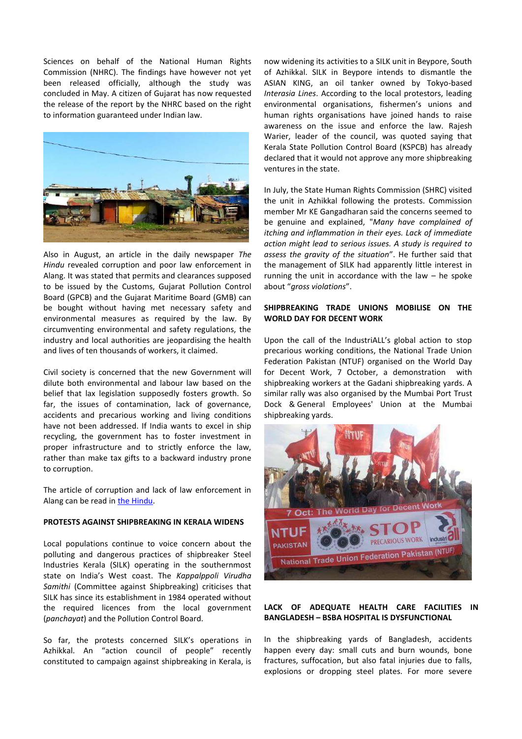Sciences on behalf of the National Human Rights Commission (NHRC). The findings have however not yet been released officially, although the study was concluded in May. A citizen of Gujarat has now requested the release of the report by the NHRC based on the right to information guaranteed under Indian law.

Also in August, an article in the daily newspaper *The Hindu* revealed corruption and poor law enforcement in Alang. It was stated that permits and clearances supposed to be issued by the Customs, Gujarat Pollution Control Board (GPCB) and the Gujarat Maritime Board (GMB) can be bought without having met necessary safety and environmental measures as required by the law. By circumventing environmental and safety regulations, the industry and local authorities are jeopardising the health and lives of ten thousands of workers, it claimed.

Civil society is concerned that the new Government will dilute both environmental and labour law based on the belief that lax legislation supposedly fosters growth. So far, the issues of contamination, lack of governance, accidents and precarious working and living conditions have not been addressed. If India wants to excel in ship recycling, the government has to foster investment in proper infrastructure and to strictly enforce the law, rather than make tax gifts to a backward industry prone to corruption.

The article of corruption and lack of law enforcement in Alang can be read in [the Hindu](the Hindu).

## PROTESTS AGAINST SHIPBREAKING IN KERALA WIDENS

Local populations continue to voice concern about the polluting and dangerous practices of shipbreaker Steel Industries Kerala (SILK) operating in the southernmost state on India's West coast. The *Kappalppoli Virudha Samithi* (Committee against Shipbreaking) criticises that SILK has since its establishment in 1984 operated without the required licences from the local government (*panchayat*) and the Pollution Control Board.

So far, the protests concerned SILK's operations in Azhikkal. An "action council of people" recently constituted to campaign against shipbreaking in Kerala, is now widening its activities to a SILK unit in Beypore, South of Azhikkal. SILK in Beypore intends to dismantle the ASIAN KING, an oil tanker owned by Tokyo-based *Interasia Lines*. According to the local protestors, leading environmental organisations, fishermen's unions and human rights organisations have joined hands to raise awareness on the issue and enforce the law. Rajesh Warier, leader of the council, was quoted saying that Kerala State Pollution Control Board (KSPCB) has already declared that it would not approve any more shipbreaking ventures in the state.

In July, the State Human Rights Commission (SHRC) visited the unit in Azhikkal following the protests. Commission member Mr KE Gangadharan said the concerns seemed to be genuine and explained, "*Many have complained of itching and inflammation in their eyes. Lack of immediate action might lead to serious issues. A study is required to assess the gravity of the situation*". He further said that the management of SILK had apparently little interest in running the unit in accordance with the law – he spoke about "*gross violations*".

## SHIPBREAKING TRADE UNIONS MOBILISE ON THE WORLD DAY FOR DECENT WORK

Upon the call of the IndustriALL's global action to stop precarious working conditions, the National Trade Union Federation Pakistan (NTUF) organised on the World Day for Decent Work, 7 October, a demonstration with shipbreaking workers at the Gadani shipbreaking yards. A similar rally was also organised by the Mumbai Port Trust Dock & General Employees' Union at the Mumbai shipbreaking yards.

## LACK OF ADEQUATE HEALTH CARE FACILITIES IN BANGLADESH – BSBA HOSPITAL IS DYSFUNCTIONAL

In the shipbreaking yards of Bangladesh, accidents happen every day: small cuts and burn wounds, bone fractures, suffocation, but also fatal injuries due to falls, explosions or dropping steel plates. For more severe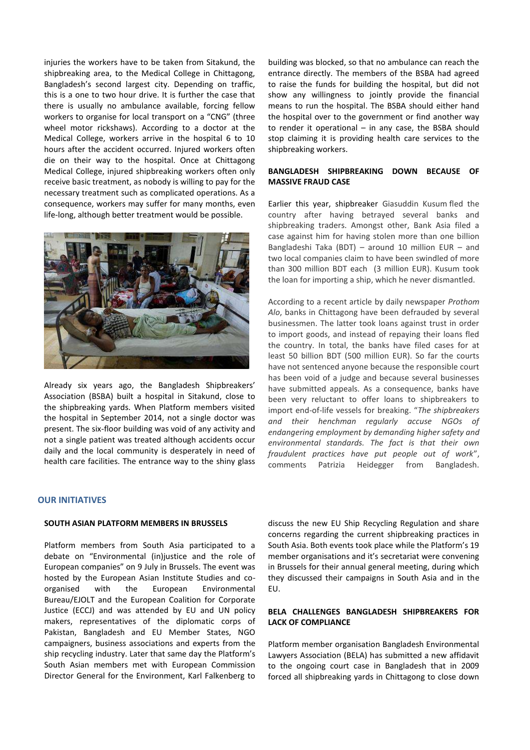injuries the workers have to be taken from Sitakund, the shipbreaking area, to the Medical College in Chittagong, Bangladesh's second largest city. Depending on traffic, this is a one to two hour drive. It is further the case that there is usually no ambulance available, forcing fellow workers to organise for local transport on a "CNG" (three wheel motor rickshaws). According to a doctor at the Medical College, workers arrive in the hospital 6 to 10 hours after the accident occurred. Injured workers often die on their way to the hospital. Once at Chittagong Medical College, injured shipbreaking workers often only receive basic treatment, as nobody is willing to pay for the necessary treatment such as complicated operations. As a consequence, workers may suffer for many months, even life-long, although better treatment would be possible.

Already six years ago, the Bangladesh Shipbreakers' Association (BSBA) built a hospital in Sitakund, close to the shipbreaking yards. When Platform members visited the hospital in September 2014, not a single doctor was present. The six-floor building was void of any activity and not a single patient was treated although accidents occur daily and the local community is desperately in need of health care facilities. The entrance way to the shiny glass building was blocked, so that no ambulance can reach the entrance directly. The members of the BSBA had agreed to raise the funds for building the hospital, but did not show any willingness to jointly provide the financial means to run the hospital. The BSBA should either hand the hospital over to the government or find another way to render it operational – in any case, the BSBA should stop claiming it is providing health care services to the shipbreaking workers.

**BANGLADESH SHIPBREAKING DOWN BECAUSE OF MASSIVE FRAUD CASE**

Earlier this year, shipbreaker Giasuddin Kusum fled the country after having betrayed several banks and shipbreaking traders. Amongst other, Bank Asia filed a case against him for having stolen more than one billion Bangladeshi Taka (BDT) – around 10 million EUR – and two local companies claim to have been swindled of more than 300 million BDT each (3 million EUR). Kusum took the loan for importing a ship, which he never dismantled.

According to a recent article by daily newspaper *Prothom Alo*, banks in Chittagong have been defrauded by several businessmen. The latter took loans against trust in order to import goods, and instead of repaying their loans fled the country. In total, the banks have filed cases for at least 50 billion BDT (500 million EUR). So far the courts have not sentenced anyone because the responsible court has been void of a judge and because several businesses have submitted appeals. As a consequence, banks have been very reluctant to offer loans to shipbreakers to import end-of-life vessels for breaking. "*The shipbreakers and their henchman regularly accuse NGOs of endangering employment by demanding higher safety and environmental standards. The fact is that their own fraudulent practices have put people out of work*", comments Patrizia Heidegger from Bangladesh.

## OUR INITIATIVES

**SOUTH ASIAN PLATFORM MEMBERS IN BRUSSELS**

Platform members from South Asia participated to a debate on "Environmental (in)justice and the role of European companies" on 9 July in Brussels. The event was hosted by the European Asian Institute Studies and co-organised with the European Environmental Bureau/EJOLT and the European Coalition for Corporate Justice (ECCJ) and was attended by EU and UN policy makers, representatives of the diplomatic corps of Pakistan, Bangladesh and EU Member States, NGO campaigners, business associations and experts from the ship recycling industry. Later that same day the Platform's South Asian members met with European Commission Director General for the Environment, Karl Falkenberg to discuss the new EU Ship Recycling Regulation and share concerns regarding the current shipbreaking practices in South Asia. Both events took place while the Platform's 19 member organisations and it's secretariat were convening in Brussels for their annual general meeting, during which they discussed their campaigns in South Asia and in the EU.

**BELA CHALLENGES BANGLADESH SHIPBREAKERS FOR LACK OF COMPLIANCE**

Platform member organisation Bangladesh Environmental Lawyers Association (BELA) has submitted a new affidavit to the ongoing court case in Bangladesh that in 2009 forced all shipbreaking yards in Chittagong to close down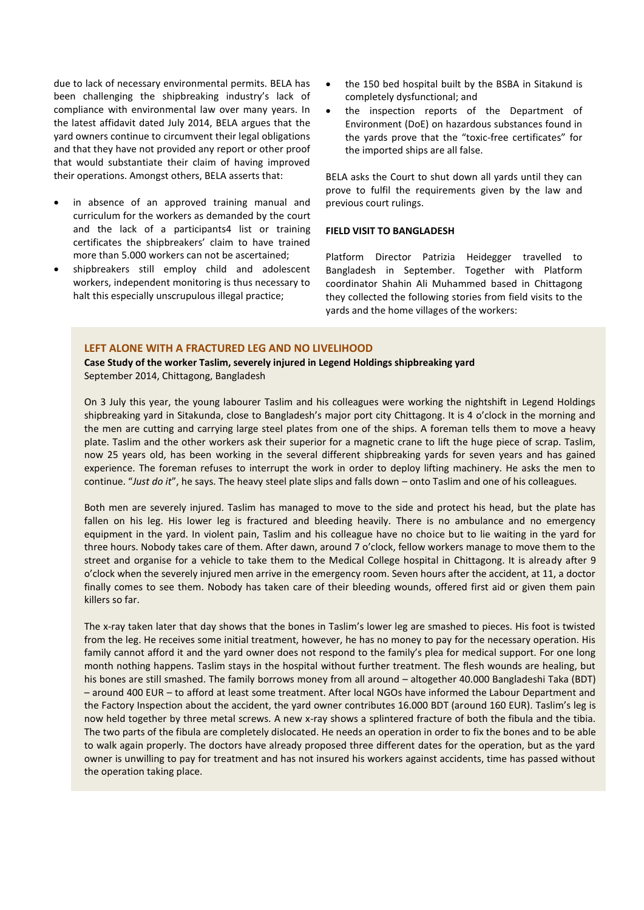due to lack of necessary environmental permits. BELA has been challenging the shipbreaking industry's lack of compliance with environmental law over many years. In the latest affidavit dated July 2014, BELA argues that the yard owners continue to circumvent their legal obligations and that they have not provided any report or other proof that would substantiate their claim of having improved their operations. Amongst others, BELA asserts that:

- in absence of an approved training manual and curriculum for the workers as demanded by the court and the lack of a participants4 list or training certificates the shipbreakers' claim to have trained more than 5.000 workers can not be ascertained;
- shipbreakers still employ child and adolescent workers, independent monitoring is thus necessary to halt this especially unscrupulous illegal practice;
- the 150 bed hospital built by the BSBA in Sitakund is completely dysfunctional; and
- the inspection reports of the Department of Environment (DoE) on hazardous substances found in the yards prove that the "toxic-free certificates" for the imported ships are all false.

BELA asks the Court to shut down all yards until they can prove to fulfil the requirements given by the law and previous court rulings.

**FIELD VISIT TO BANGLADESH**

Platform Director Patrizia Heidegger travelled to Bangladesh in September. Together with Platform coordinator Shahin Ali Muhammed based in Chittagong they collected the following stories from field visits to the yards and the home villages of the workers:

### LEFT ALONE WITH A FRACTURED LEG AND NO LIVELIHOOD

**Case Study of the worker Taslim, severely injured in Legend Holdings shipbreaking yard**
September 2014, Chittagong, Bangladesh

On 3 July this year, the young labourer Taslim and his colleagues were working the nightshift in Legend Holdings shipbreaking yard in Sitakunda, close to Bangladesh's major port city Chittagong. It is 4 o'clock in the morning and the men are cutting and carrying large steel plates from one of the ships. A foreman tells them to move a heavy plate. Taslim and the other workers ask their superior for a magnetic crane to lift the huge piece of scrap. Taslim, now 25 years old, has been working in the several different shipbreaking yards for seven years and has gained experience. The foreman refuses to interrupt the work in order to deploy lifting machinery. He asks the men to continue. "*Just do it*", he says. The heavy steel plate slips and falls down – onto Taslim and one of his colleagues.

Both men are severely injured. Taslim has managed to move to the side and protect his head, but the plate has fallen on his leg. His lower leg is fractured and bleeding heavily. There is no ambulance and no emergency equipment in the yard. In violent pain, Taslim and his colleague have no choice but to lie waiting in the yard for three hours. Nobody takes care of them. After dawn, around 7 o'clock, fellow workers manage to move them to the street and organise for a vehicle to take them to the Medical College hospital in Chittagong. It is already after 9 o'clock when the severely injured men arrive in the emergency room. Seven hours after the accident, at 11, a doctor finally comes to see them. Nobody has taken care of their bleeding wounds, offered first aid or given them pain killers so far.

The x-ray taken later that day shows that the bones in Taslim's lower leg are smashed to pieces. His foot is twisted from the leg. He receives some initial treatment, however, he has no money to pay for the necessary operation. His family cannot afford it and the yard owner does not respond to the family's plea for medical support. For one long month nothing happens. Taslim stays in the hospital without further treatment. The flesh wounds are healing, but his bones are still smashed. The family borrows money from all around – altogether 40.000 Bangladeshi Taka (BDT) – around 400 EUR – to afford at least some treatment. After local NGOs have informed the Labour Department and the Factory Inspection about the accident, the yard owner contributes 16.000 BDT (around 160 EUR). Taslim's leg is now held together by three metal screws. A new x-ray shows a splintered fracture of both the fibula and the tibia. The two parts of the fibula are completely dislocated. He needs an operation in order to fix the bones and to be able to walk again properly. The doctors have already proposed three different dates for the operation, but as the yard owner is unwilling to pay for treatment and has not insured his workers against accidents, time has passed without the operation taking place.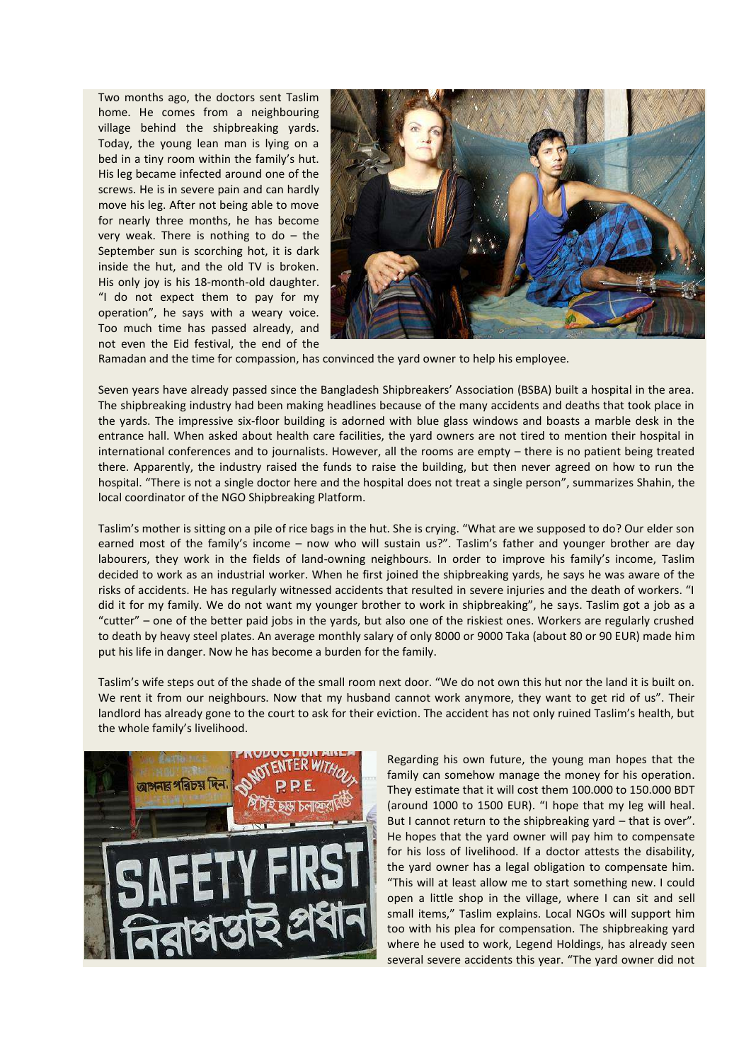Two months ago, the doctors sent Taslim home. He comes from a neighbouring village behind the shipbreaking yards. Today, the young lean man is lying on a bed in a tiny room within the family's hut. His leg became infected around one of the screws. He is in severe pain and can hardly move his leg. After not being able to move for nearly three months, he has become very weak. There is nothing to do – the September sun is scorching hot, it is dark inside the hut, and the old TV is broken. His only joy is his 18-month-old daughter. "I do not expect them to pay for my operation", he says with a weary voice. Too much time has passed already, and not even the Eid festival, the end of the Ramadan and the time for compassion, has convinced the yard owner to help his employee.

Seven years have already passed since the Bangladesh Shipbreakers' Association (BSBA) built a hospital in the area. The shipbreaking industry had been making headlines because of the many accidents and deaths that took place in the yards. The impressive six-floor building is adorned with blue glass windows and boasts a marble desk in the entrance hall. When asked about health care facilities, the yard owners are not tired to mention their hospital in international conferences and to journalists. However, all the rooms are empty – there is no patient being treated there. Apparently, the industry raised the funds to raise the building, but then never agreed on how to run the hospital. "There is not a single doctor here and the hospital does not treat a single person", summarizes Shahin, the local coordinator of the NGO Shipbreaking Platform.

Taslim's mother is sitting on a pile of rice bags in the hut. She is crying. "What are we supposed to do? Our elder son earned most of the family's income – now who will sustain us?". Taslim's father and younger brother are day labourers, they work in the fields of land-owning neighbours. In order to improve his family's income, Taslim decided to work as an industrial worker. When he first joined the shipbreaking yards, he says he was aware of the risks of accidents. He has regularly witnessed accidents that resulted in severe injuries and the death of workers. "I did it for my family. We do not want my younger brother to work in shipbreaking", he says. Taslim got a job as a "cutter" – one of the better paid jobs in the yards, but also one of the riskiest ones. Workers are regularly crushed to death by heavy steel plates. An average monthly salary of only 8000 or 9000 Taka (about 80 or 90 EUR) made him put his life in danger. Now he has become a burden for the family.

Taslim's wife steps out of the shade of the small room next door. "We do not own this hut nor the land it is built on. We rent it from our neighbours. Now that my husband cannot work anymore, they want to get rid of us". Their landlord has already gone to the court to ask for their eviction. The accident has not only ruined Taslim's health, but the whole family's livelihood.

Regarding his own future, the young man hopes that the family can somehow manage the money for his operation. They estimate that it will cost them 100.000 to 150.000 BDT (around 1000 to 1500 EUR). "I hope that my leg will heal. But I cannot return to the shipbreaking yard – that is over". He hopes that the yard owner will pay him to compensate for his loss of livelihood. If a doctor attests the disability, the yard owner has a legal obligation to compensate him. "This will at least allow me to start something new. I could open a little shop in the village, where I can sit and sell small items," Taslim explains. Local NGOs will support him too with his plea for compensation. The shipbreaking yard where he used to work, Legend Holdings, has already seen several severe accidents this year. "The yard owner did not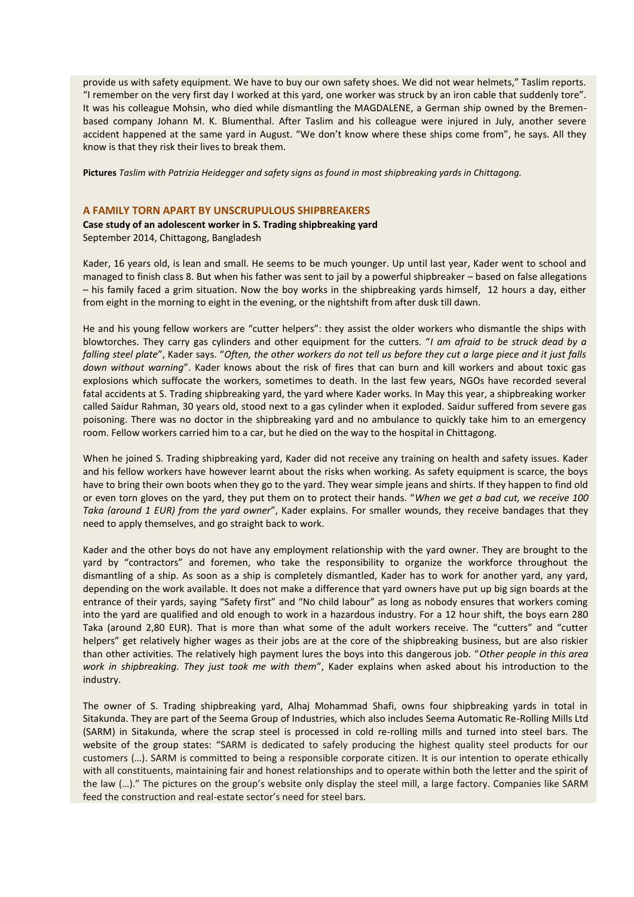provide us with safety equipment. We have to buy our own safety shoes. We did not wear helmets," Taslim reports. "I remember on the very first day I worked at this yard, one worker was struck by an iron cable that suddenly tore". It was his colleague Mohsin, who died while dismantling the MAGDALENE, a German ship owned by the Bremen-based company Johann M. K. Blumenthal. After Taslim and his colleague were injured in July, another severe accident happened at the same yard in August. "We don't know where these ships come from", he says. All they know is that they risk their lives to break them.

**Pictures** *Taslim with Patrizia Heidegger and safety signs as found in most shipbreaking yards in Chittagong.*

## A FAMILY TORN APART BY UNSCRUPULOUS SHIPBREAKERS

**Case study of an adolescent worker in S. Trading shipbreaking yard**
September 2014, Chittagong, Bangladesh

Kader, 16 years old, is lean and small. He seems to be much younger. Up until last year, Kader went to school and managed to finish class 8. But when his father was sent to jail by a powerful shipbreaker – based on false allegations – his family faced a grim situation. Now the boy works in the shipbreaking yards himself, 12 hours a day, either from eight in the morning to eight in the evening, or the nightshift from after dusk till dawn.

He and his young fellow workers are "cutter helpers": they assist the older workers who dismantle the ships with blowtorches. They carry gas cylinders and other equipment for the cutters. "*I am afraid to be struck dead by a falling steel plate*", Kader says. "*Often, the other workers do not tell us before they cut a large piece and it just falls down without warning*". Kader knows about the risk of fires that can burn and kill workers and about toxic gas explosions which suffocate the workers, sometimes to death. In the last few years, NGOs have recorded several fatal accidents at S. Trading shipbreaking yard, the yard where Kader works. In May this year, a shipbreaking worker called Saidur Rahman, 30 years old, stood next to a gas cylinder when it exploded. Saidur suffered from severe gas poisoning. There was no doctor in the shipbreaking yard and no ambulance to quickly take him to an emergency room. Fellow workers carried him to a car, but he died on the way to the hospital in Chittagong.

When he joined S. Trading shipbreaking yard, Kader did not receive any training on health and safety issues. Kader and his fellow workers have however learnt about the risks when working. As safety equipment is scarce, the boys have to bring their own boots when they go to the yard. They wear simple jeans and shirts. If they happen to find old or even torn gloves on the yard, they put them on to protect their hands. "*When we get a bad cut, we receive 100 Taka (around 1 EUR) from the yard owner*", Kader explains. For smaller wounds, they receive bandages that they need to apply themselves, and go straight back to work.

Kader and the other boys do not have any employment relationship with the yard owner. They are brought to the yard by "contractors" and foremen, who take the responsibility to organize the workforce throughout the dismantling of a ship. As soon as a ship is completely dismantled, Kader has to work for another yard, any yard, depending on the work available. It does not make a difference that yard owners have put up big sign boards at the entrance of their yards, saying "Safety first" and "No child labour" as long as nobody ensures that workers coming into the yard are qualified and old enough to work in a hazardous industry. For a 12 hour shift, the boys earn 280 Taka (around 2,80 EUR). That is more than what some of the adult workers receive. The "cutters" and "cutter helpers" get relatively higher wages as their jobs are at the core of the shipbreaking business, but are also riskier than other activities. The relatively high payment lures the boys into this dangerous job. "*Other people in this area work in shipbreaking. They just took me with them*", Kader explains when asked about his introduction to the industry.

The owner of S. Trading shipbreaking yard, Alhaj Mohammad Shafi, owns four shipbreaking yards in total in Sitakunda. They are part of the Seema Group of Industries, which also includes Seema Automatic Re-Rolling Mills Ltd (SARM) in Sitakunda, where the scrap steel is processed in cold re-rolling mills and turned into steel bars. The website of the group states: "SARM is dedicated to safely producing the highest quality steel products for our customers (…). SARM is committed to being a responsible corporate citizen. It is our intention to operate ethically with all constituents, maintaining fair and honest relationships and to operate within both the letter and the spirit of the law (…)." The pictures on the group's website only display the steel mill, a large factory. Companies like SARM feed the construction and real-estate sector's need for steel bars.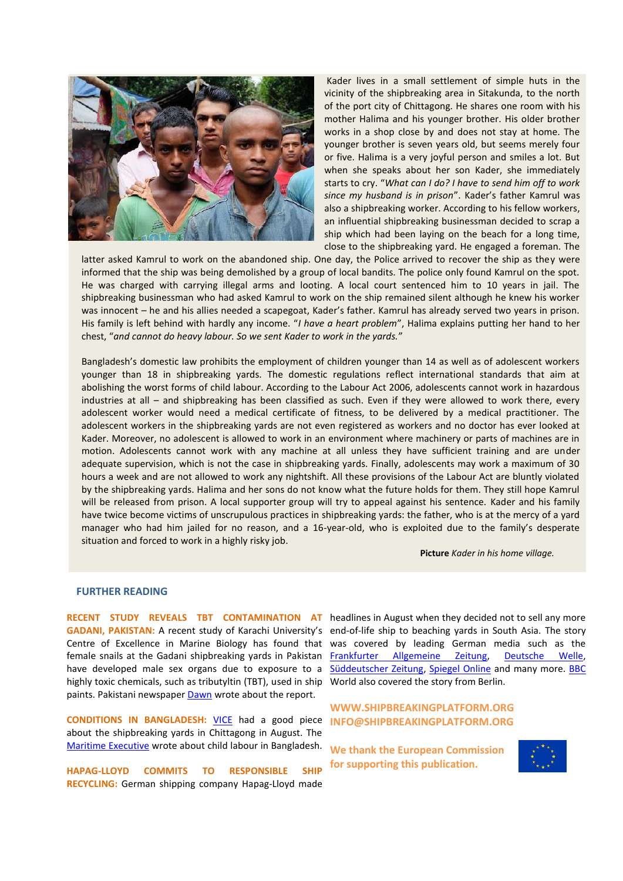Kader lives in a small settlement of simple huts in the vicinity of the shipbreaking area in Sitakunda, to the north of the port city of Chittagong. He shares one room with his mother Halima and his younger brother. His older brother works in a shop close by and does not stay at home. The younger brother is seven years old, but seems merely four or five. Halima is a very joyful person and smiles a lot. But when she speaks about her son Kader, she immediately starts to cry. "*What can I do? I have to send him off to work since my husband is in prison*". Kader's father Kamrul was also a shipbreaking worker. According to his fellow workers, an influential shipbreaking businessman decided to scrap a ship which had been laying on the beach for a long time, close to the shipbreaking yard. He engaged a foreman. The latter asked Kamrul to work on the abandoned ship. One day, the Police arrived to recover the ship as they were informed that the ship was being demolished by a group of local bandits. The police only found Kamrul on the spot. He was charged with carrying illegal arms and looting. A local court sentenced him to 10 years in jail. The shipbreaking businessman who had asked Kamrul to work on the ship remained silent although he knew his worker was innocent – he and his allies needed a scapegoat, Kader's father. Kamrul has already served two years in prison. His family is left behind with hardly any income. "*I have a heart problem*", Halima explains putting her hand to her chest, "*and cannot do heavy labour. So we sent Kader to work in the yards.*"

Bangladesh's domestic law prohibits the employment of children younger than 14 as well as of adolescent workers younger than 18 in shipbreaking yards. The domestic regulations reflect international standards that aim at abolishing the worst forms of child labour. According to the Labour Act 2006, adolescents cannot work in hazardous industries at all – and shipbreaking has been classified as such. Even if they were allowed to work there, every adolescent worker would need a medical certificate of fitness, to be delivered by a medical practitioner. The adolescent workers in the shipbreaking yards are not even registered as workers and no doctor has ever looked at Kader. Moreover, no adolescent is allowed to work in an environment where machinery or parts of machines are in motion. Adolescents cannot work with any machine at all unless they have sufficient training and are under adequate supervision, which is not the case in shipbreaking yards. Finally, adolescents may work a maximum of 30 hours a week and are not allowed to work any nightshift. All these provisions of the Labour Act are bluntly violated by the shipbreaking yards. Halima and her sons do not know what the future holds for them. They still hope Kamrul will be released from prison. A local supporter group will try to appeal against his sentence. Kader and his family have twice become victims of unscrupulous practices in shipbreaking yards: the father, who is at the mercy of a yard manager who had him jailed for no reason, and a 16-year-old, who is exploited due to the family's desperate situation and forced to work in a highly risky job.

**Picture** *Kader in his home village.*

## FURTHER READING

**RECENT STUDY REVEALS TBT CONTAMINATION AT GADANI, PAKISTAN:** A recent study of Karachi University's Centre of Excellence in Marine Biology has found that female snails at the Gadani shipbreaking yards in Pakistan have developed male sex organs due to exposure to a highly toxic chemicals, such as tributyltin (TBT), used in ship paints. Pakistani newspaper Dawn wrote about the report.

**CONDITIONS IN BANGLADESH:** VICE had a good piece about the shipbreaking yards in Chittagong in August. The Maritime Executive wrote about child labour in Bangladesh.

**HAPAG-LLOYD COMMITS TO RESPONSIBLE SHIP RECYCLING:** German shipping company Hapag-Lloyd made headlines in August when they decided not to sell any more end-of-life ship to beaching yards in South Asia. The story was covered by leading German media such as the Frankfurter Allgemeine Zeitung, Deutsche Welle, Süddeutscher Zeitung, Spiegel Online and many more. BBC World also covered the story from Berlin.

**WWW.SHIPBREAKINGPLATFORM.ORG**
**INFO@SHIPBREAKINGPLATFORM.ORG**

**We thank the European Commission for supporting this publication.**